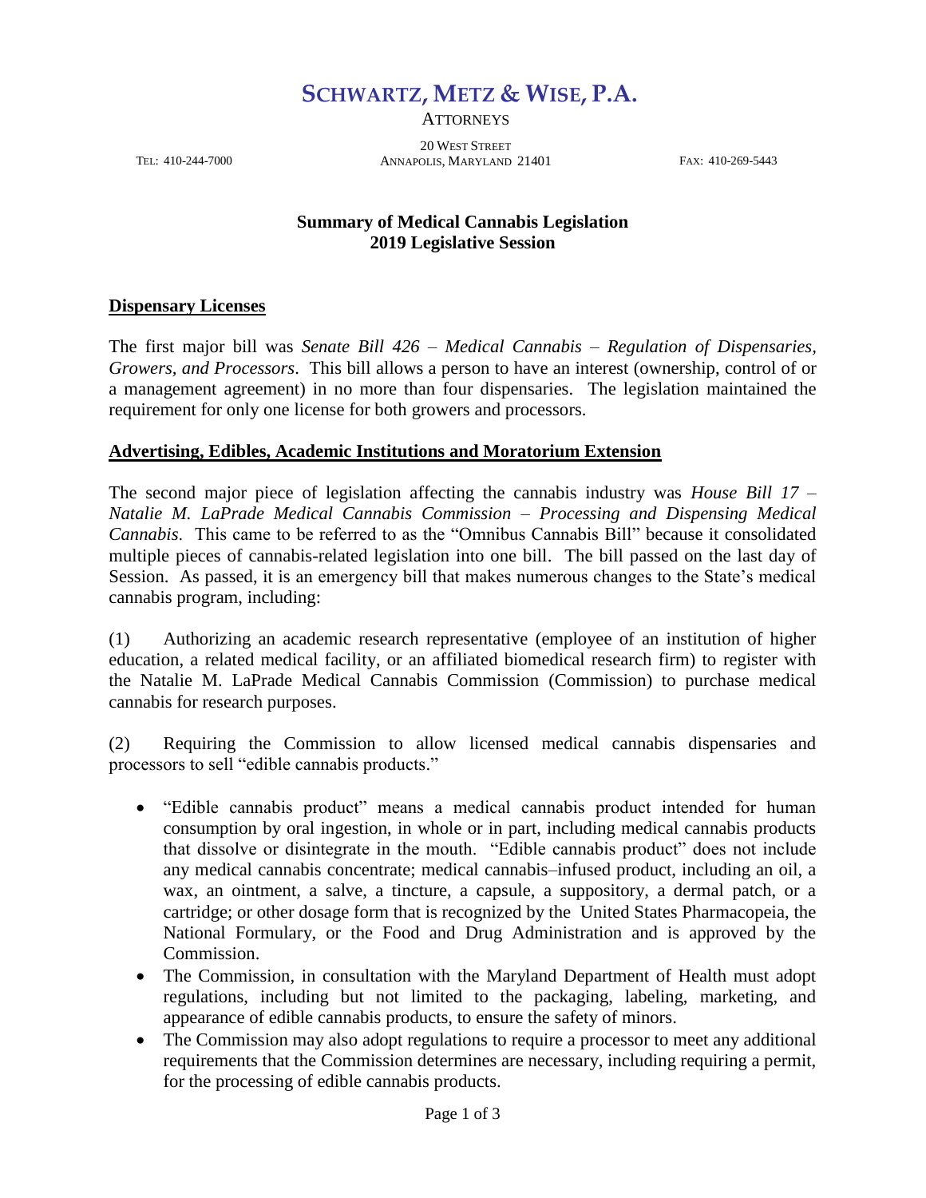# SCHWARTZ, METZ & WISE, P.A.

ATTORNEYS

TEL: 410-244-7000 | 20 WEST STREET, ANNAPOLIS, MARYLAND 21401 | FAX: 410-269-5443

## Summary of Medical Cannabis Legislation 2019 Legislative Session

### Dispensary Licenses

The first major bill was *Senate Bill 426 – Medical Cannabis – Regulation of Dispensaries, Growers, and Processors*. This bill allows a person to have an interest (ownership, control of or a management agreement) in no more than four dispensaries. The legislation maintained the requirement for only one license for both growers and processors.

### Advertising, Edibles, Academic Institutions and Moratorium Extension

The second major piece of legislation affecting the cannabis industry was *House Bill 17 – Natalie M. LaPrade Medical Cannabis Commission – Processing and Dispensing Medical Cannabis*. This came to be referred to as the "Omnibus Cannabis Bill" because it consolidated multiple pieces of cannabis-related legislation into one bill. The bill passed on the last day of Session. As passed, it is an emergency bill that makes numerous changes to the State's medical cannabis program, including:

(1) Authorizing an academic research representative (employee of an institution of higher education, a related medical facility, or an affiliated biomedical research firm) to register with the Natalie M. LaPrade Medical Cannabis Commission (Commission) to purchase medical cannabis for research purposes.

(2) Requiring the Commission to allow licensed medical cannabis dispensaries and processors to sell "edible cannabis products."

- "Edible cannabis product" means a medical cannabis product intended for human consumption by oral ingestion, in whole or in part, including medical cannabis products that dissolve or disintegrate in the mouth. "Edible cannabis product" does not include any medical cannabis concentrate; medical cannabis–infused product, including an oil, a wax, an ointment, a salve, a tincture, a capsule, a suppository, a dermal patch, or a cartridge; or other dosage form that is recognized by the United States Pharmacopeia, the National Formulary, or the Food and Drug Administration and is approved by the Commission.
- The Commission, in consultation with the Maryland Department of Health must adopt regulations, including but not limited to the packaging, labeling, marketing, and appearance of edible cannabis products, to ensure the safety of minors.
- The Commission may also adopt regulations to require a processor to meet any additional requirements that the Commission determines are necessary, including requiring a permit, for the processing of edible cannabis products.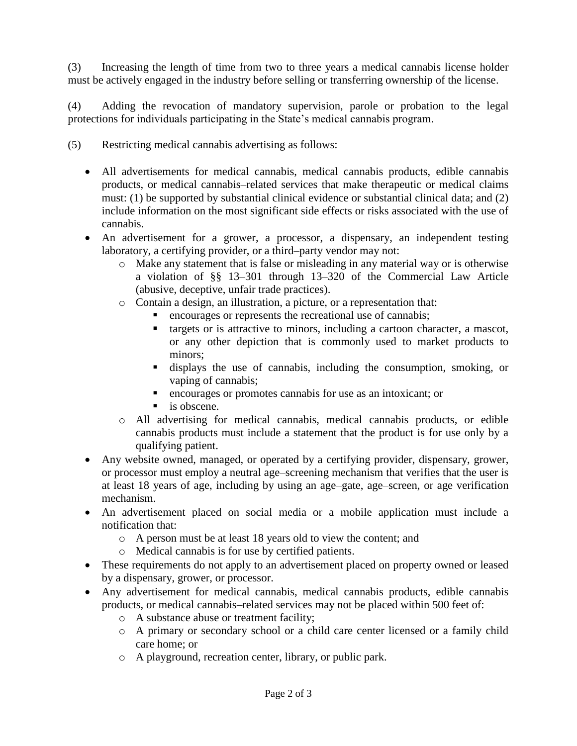(3) Increasing the length of time from two to three years a medical cannabis license holder must be actively engaged in the industry before selling or transferring ownership of the license.

(4) Adding the revocation of mandatory supervision, parole or probation to the legal protections for individuals participating in the State's medical cannabis program.

(5) Restricting medical cannabis advertising as follows:

- All advertisements for medical cannabis, medical cannabis products, edible cannabis products, or medical cannabis–related services that make therapeutic or medical claims must: (1) be supported by substantial clinical evidence or substantial clinical data; and (2) include information on the most significant side effects or risks associated with the use of cannabis.
- An advertisement for a grower, a processor, a dispensary, an independent testing laboratory, a certifying provider, or a third–party vendor may not:
  - Make any statement that is false or misleading in any material way or is otherwise a violation of §§ 13–301 through 13–320 of the Commercial Law Article (abusive, deceptive, unfair trade practices).
  - Contain a design, an illustration, a picture, or a representation that:
    - encourages or represents the recreational use of cannabis;
    - targets or is attractive to minors, including a cartoon character, a mascot, or any other depiction that is commonly used to market products to minors;
    - displays the use of cannabis, including the consumption, smoking, or vaping of cannabis;
    - encourages or promotes cannabis for use as an intoxicant; or
    - is obscene.
  - All advertising for medical cannabis, medical cannabis products, or edible cannabis products must include a statement that the product is for use only by a qualifying patient.
- Any website owned, managed, or operated by a certifying provider, dispensary, grower, or processor must employ a neutral age–screening mechanism that verifies that the user is at least 18 years of age, including by using an age–gate, age–screen, or age verification mechanism.
- An advertisement placed on social media or a mobile application must include a notification that:
  - A person must be at least 18 years old to view the content; and
  - Medical cannabis is for use by certified patients.
- These requirements do not apply to an advertisement placed on property owned or leased by a dispensary, grower, or processor.
- Any advertisement for medical cannabis, medical cannabis products, edible cannabis products, or medical cannabis–related services may not be placed within 500 feet of:
  - A substance abuse or treatment facility;
  - A primary or secondary school or a child care center licensed or a family child care home; or
  - A playground, recreation center, library, or public park.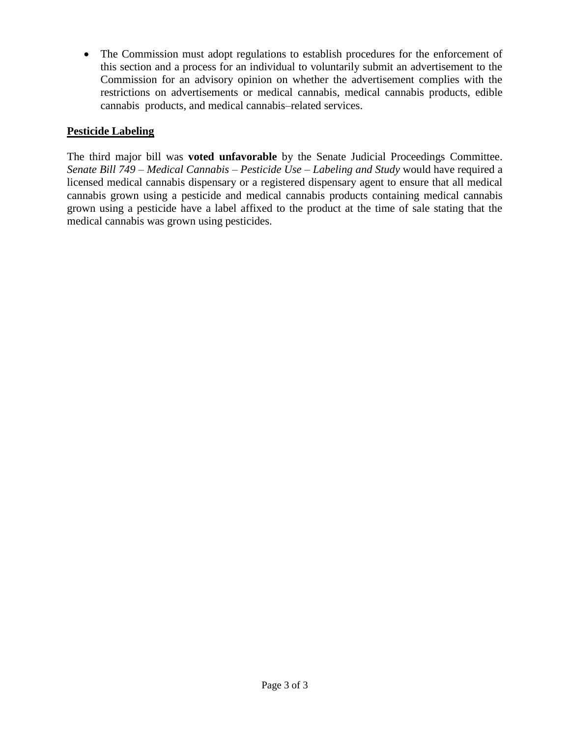- The Commission must adopt regulations to establish procedures for the enforcement of this section and a process for an individual to voluntarily submit an advertisement to the Commission for an advisory opinion on whether the advertisement complies with the restrictions on advertisements or medical cannabis, medical cannabis products, edible cannabis products, and medical cannabis–related services.

**Pesticide Labeling**

The third major bill was **voted unfavorable** by the Senate Judicial Proceedings Committee. *Senate Bill 749 – Medical Cannabis – Pesticide Use – Labeling and Study* would have required a licensed medical cannabis dispensary or a registered dispensary agent to ensure that all medical cannabis grown using a pesticide and medical cannabis products containing medical cannabis grown using a pesticide have a label affixed to the product at the time of sale stating that the medical cannabis was grown using pesticides.